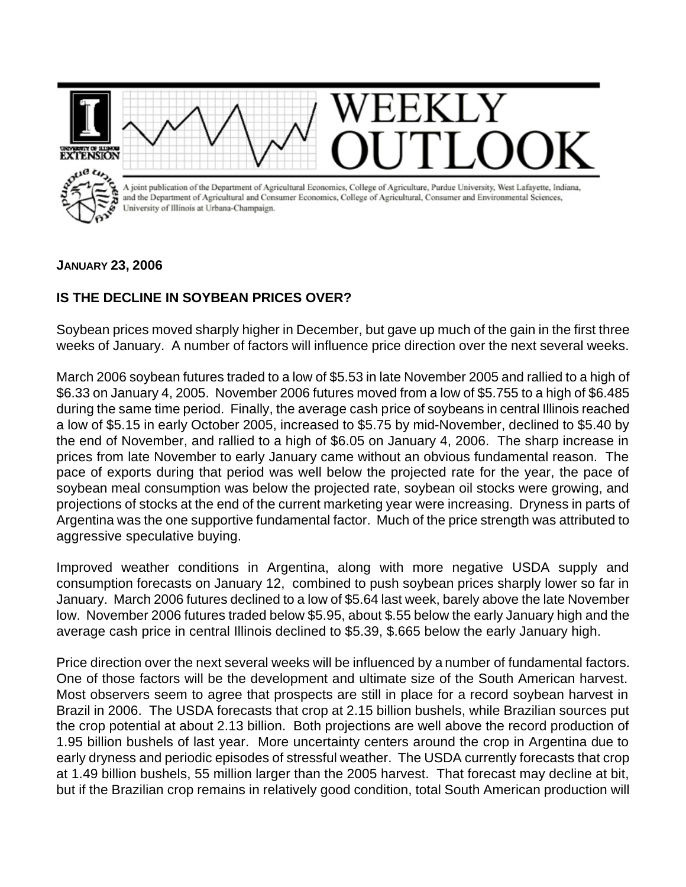# WEEKLY OUTLOOK

A joint publication of the Department of Agricultural Economics, College of Agriculture, Purdue University, West Lafayette, Indiana, and the Department of Agricultural and Consumer Economics, College of Agricultural, Consumer and Environmental Sciences, University of Illinois at Urbana-Champaign.

**JANUARY 23, 2006**

## IS THE DECLINE IN SOYBEAN PRICES OVER?

Soybean prices moved sharply higher in December, but gave up much of the gain in the first three weeks of January. A number of factors will influence price direction over the next several weeks.

March 2006 soybean futures traded to a low of $5.53 in late November 2005 and rallied to a high of $6.33 on January 4, 2005. November 2006 futures moved from a low of $5.755 to a high of $6.485 during the same time period. Finally, the average cash price of soybeans in central Illinois reached a low of $5.15 in early October 2005, increased to $5.75 by mid-November, declined to $5.40 by the end of November, and rallied to a high of $6.05 on January 4, 2006. The sharp increase in prices from late November to early January came without an obvious fundamental reason. The pace of exports during that period was well below the projected rate for the year, the pace of soybean meal consumption was below the projected rate, soybean oil stocks were growing, and projections of stocks at the end of the current marketing year were increasing. Dryness in parts of Argentina was the one supportive fundamental factor. Much of the price strength was attributed to aggressive speculative buying.

Improved weather conditions in Argentina, along with more negative USDA supply and consumption forecasts on January 12, combined to push soybean prices sharply lower so far in January. March 2006 futures declined to a low of $5.64 last week, barely above the late November low. November 2006 futures traded below $5.95, about $.55 below the early January high and the average cash price in central Illinois declined to $5.39, $.665 below the early January high.

Price direction over the next several weeks will be influenced by a number of fundamental factors. One of those factors will be the development and ultimate size of the South American harvest. Most observers seem to agree that prospects are still in place for a record soybean harvest in Brazil in 2006. The USDA forecasts that crop at 2.15 billion bushels, while Brazilian sources put the crop potential at about 2.13 billion. Both projections are well above the record production of 1.95 billion bushels of last year. More uncertainty centers around the crop in Argentina due to early dryness and periodic episodes of stressful weather. The USDA currently forecasts that crop at 1.49 billion bushels, 55 million larger than the 2005 harvest. That forecast may decline at bit, but if the Brazilian crop remains in relatively good condition, total South American production will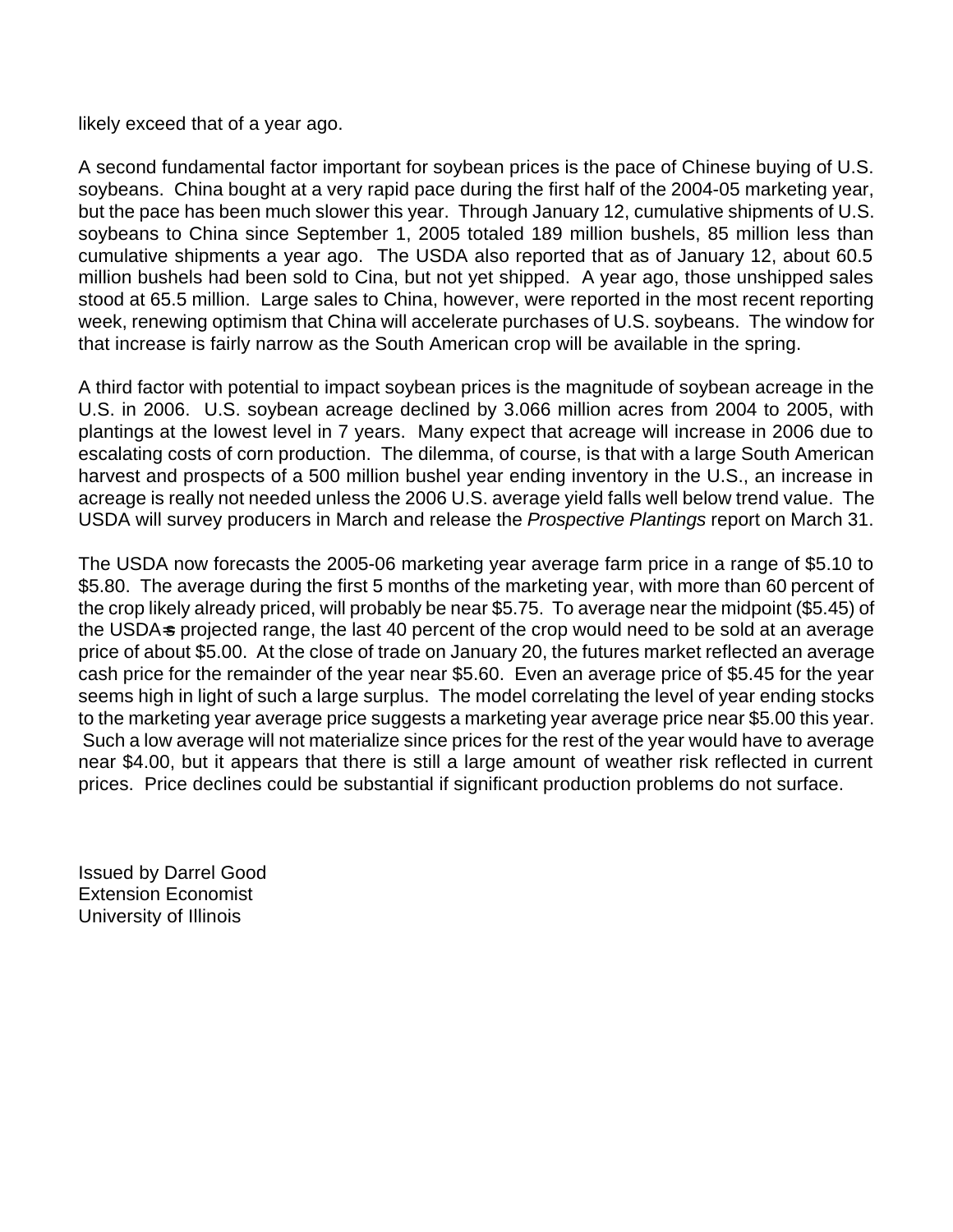likely exceed that of a year ago.

A second fundamental factor important for soybean prices is the pace of Chinese buying of U.S. soybeans. China bought at a very rapid pace during the first half of the 2004-05 marketing year, but the pace has been much slower this year. Through January 12, cumulative shipments of U.S. soybeans to China since September 1, 2005 totaled 189 million bushels, 85 million less than cumulative shipments a year ago. The USDA also reported that as of January 12, about 60.5 million bushels had been sold to Cina, but not yet shipped. A year ago, those unshipped sales stood at 65.5 million. Large sales to China, however, were reported in the most recent reporting week, renewing optimism that China will accelerate purchases of U.S. soybeans. The window for that increase is fairly narrow as the South American crop will be available in the spring.

A third factor with potential to impact soybean prices is the magnitude of soybean acreage in the U.S. in 2006. U.S. soybean acreage declined by 3.066 million acres from 2004 to 2005, with plantings at the lowest level in 7 years. Many expect that acreage will increase in 2006 due to escalating costs of corn production. The dilemma, of course, is that with a large South American harvest and prospects of a 500 million bushel year ending inventory in the U.S., an increase in acreage is really not needed unless the 2006 U.S. average yield falls well below trend value. The USDA will survey producers in March and release the *Prospective Plantings* report on March 31.

The USDA now forecasts the 2005-06 marketing year average farm price in a range of $5.10 to $5.80. The average during the first 5 months of the marketing year, with more than 60 percent of the crop likely already priced, will probably be near $5.75. To average near the midpoint ($5.45) of the USDA=s projected range, the last 40 percent of the crop would need to be sold at an average price of about $5.00. At the close of trade on January 20, the futures market reflected an average cash price for the remainder of the year near $5.60. Even an average price of $5.45 for the year seems high in light of such a large surplus. The model correlating the level of year ending stocks to the marketing year average price suggests a marketing year average price near $5.00 this year. Such a low average will not materialize since prices for the rest of the year would have to average near $4.00, but it appears that there is still a large amount of weather risk reflected in current prices. Price declines could be substantial if significant production problems do not surface.

Issued by Darrel Good
Extension Economist
University of Illinois